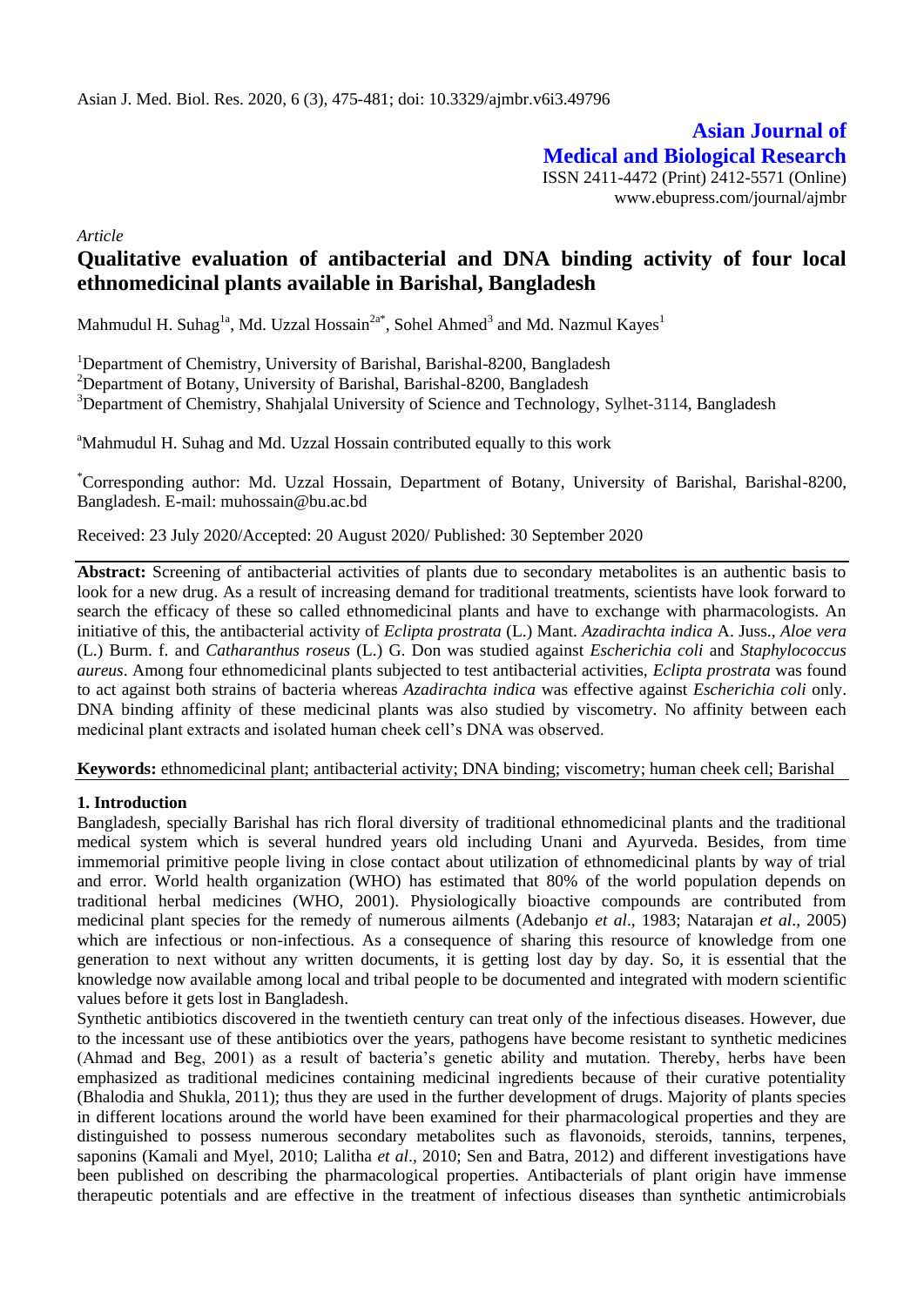# Asian Journal of Medical and Biological Research

ISSN 2411-4472 (Print) 2412-5571 (Online)
www.ebupress.com/journal/ajmbr

*Article*

## Qualitative evaluation of antibacterial and DNA binding activity of four local ethnomedicinal plants available in Barishal, Bangladesh

Mahmudul H. Suhag[1a], Md. Uzzal Hossain[2a*], Sohel Ahmed[3] and Md. Nazmul Kayes[1]

[1]Department of Chemistry, University of Barishal, Barishal-8200, Bangladesh
[2]Department of Botany, University of Barishal, Barishal-8200, Bangladesh
[3]Department of Chemistry, Shahjalal University of Science and Technology, Sylhet-3114, Bangladesh

[a]Mahmudul H. Suhag and Md. Uzzal Hossain contributed equally to this work

[*]Corresponding author: Md. Uzzal Hossain, Department of Botany, University of Barishal, Barishal-8200, Bangladesh. E-mail: muhossain@bu.ac.bd

Received: 23 July 2020/Accepted: 20 August 2020/ Published: 30 September 2020

**Abstract:** Screening of antibacterial activities of plants due to secondary metabolites is an authentic basis to look for a new drug. As a result of increasing demand for traditional treatments, scientists have look forward to search the efficacy of these so called ethnomedicinal plants and have to exchange with pharmacologists. An initiative of this, the antibacterial activity of *Eclipta prostrata* (L.) Mant. *Azadirachta indica* A. Juss., *Aloe vera* (L.) Burm. f. and *Catharanthus roseus* (L.) G. Don was studied against *Escherichia coli* and *Staphylococcus aureus*. Among four ethnomedicinal plants subjected to test antibacterial activities, *Eclipta prostrata* was found to act against both strains of bacteria whereas *Azadirachta indica* was effective against *Escherichia coli* only. DNA binding affinity of these medicinal plants was also studied by viscometry. No affinity between each medicinal plant extracts and isolated human cheek cell's DNA was observed.

**Keywords:** ethnomedicinal plant; antibacterial activity; DNA binding; viscometry; human cheek cell; Barishal

### 1. Introduction

Bangladesh, specially Barishal has rich floral diversity of traditional ethnomedicinal plants and the traditional medical system which is several hundred years old including Unani and Ayurveda. Besides, from time immemorial primitive people living in close contact about utilization of ethnomedicinal plants by way of trial and error. World health organization (WHO) has estimated that 80% of the world population depends on traditional herbal medicines (WHO, 2001). Physiologically bioactive compounds are contributed from medicinal plant species for the remedy of numerous ailments (Adebanjo *et al*., 1983; Natarajan *et al*., 2005) which are infectious or non-infectious. As a consequence of sharing this resource of knowledge from one generation to next without any written documents, it is getting lost day by day. So, it is essential that the knowledge now available among local and tribal people to be documented and integrated with modern scientific values before it gets lost in Bangladesh.

Synthetic antibiotics discovered in the twentieth century can treat only of the infectious diseases. However, due to the incessant use of these antibiotics over the years, pathogens have become resistant to synthetic medicines (Ahmad and Beg, 2001) as a result of bacteria's genetic ability and mutation. Thereby, herbs have been emphasized as traditional medicines containing medicinal ingredients because of their curative potentiality (Bhalodia and Shukla, 2011); thus they are used in the further development of drugs. Majority of plants species in different locations around the world have been examined for their pharmacological properties and they are distinguished to possess numerous secondary metabolites such as flavonoids, steroids, tannins, terpenes, saponins (Kamali and Myel, 2010; Lalitha *et al*., 2010; Sen and Batra, 2012) and different investigations have been published on describing the pharmacological properties. Antibacterials of plant origin have immense therapeutic potentials and are effective in the treatment of infectious diseases than synthetic antimicrobials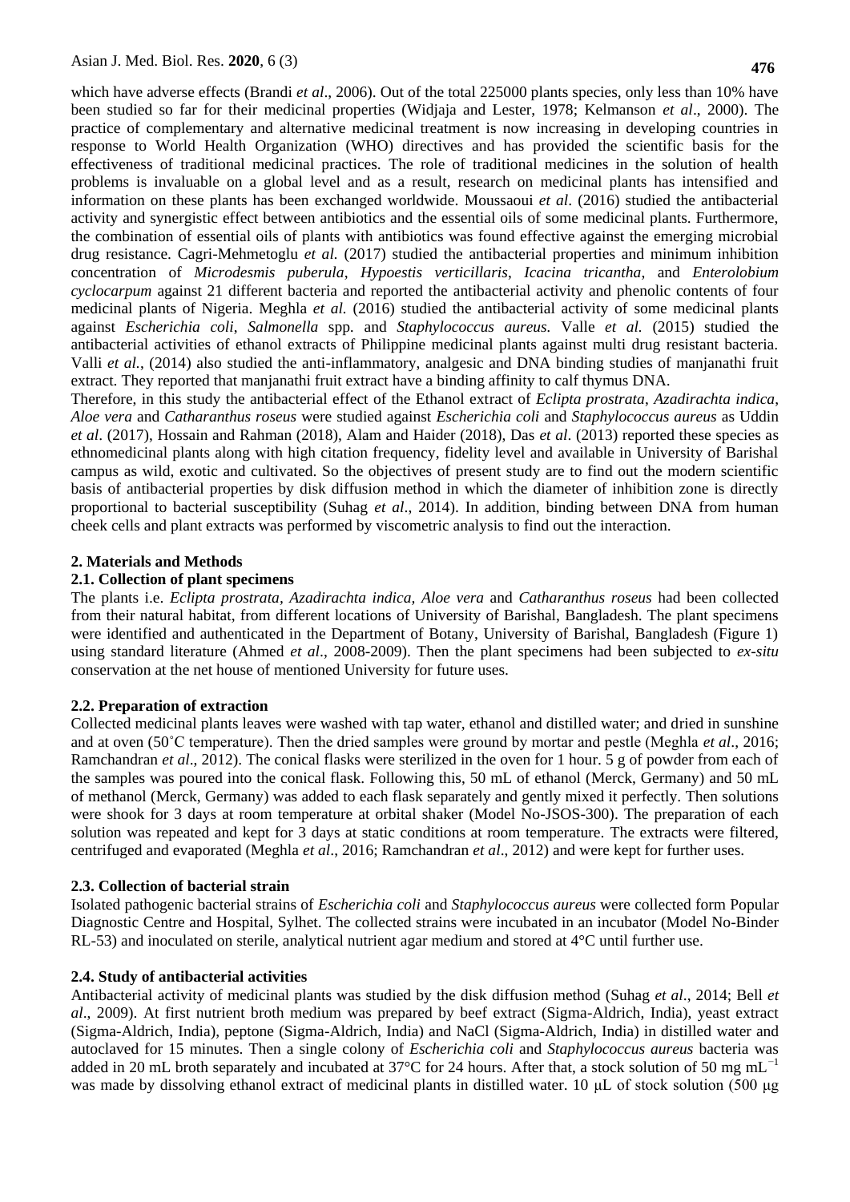which have adverse effects (Brandi *et al*., 2006). Out of the total 225000 plants species, only less than 10% have been studied so far for their medicinal properties (Widjaja and Lester, 1978; Kelmanson *et al*., 2000). The practice of complementary and alternative medicinal treatment is now increasing in developing countries in response to World Health Organization (WHO) directives and has provided the scientific basis for the effectiveness of traditional medicinal practices. The role of traditional medicines in the solution of health problems is invaluable on a global level and as a result, research on medicinal plants has intensified and information on these plants has been exchanged worldwide. Moussaoui *et al*. (2016) studied the antibacterial activity and synergistic effect between antibiotics and the essential oils of some medicinal plants. Furthermore, the combination of essential oils of plants with antibiotics was found effective against the emerging microbial drug resistance. Cagri-Mehmetoglu *et al.* (2017) studied the antibacterial properties and minimum inhibition concentration of *Microdesmis puberula*, *Hypoestis verticillaris*, *Icacina tricantha*, and *Enterolobium cyclocarpum* against 21 different bacteria and reported the antibacterial activity and phenolic contents of four medicinal plants of Nigeria. Meghla *et al.* (2016) studied the antibacterial activity of some medicinal plants against *Escherichia coli*, *Salmonella* spp. and *Staphylococcus aureus.* Valle *et al.* (2015) studied the antibacterial activities of ethanol extracts of Philippine medicinal plants against multi drug resistant bacteria. Valli *et al.*, (2014) also studied the anti-inflammatory, analgesic and DNA binding studies of manjanathi fruit extract. They reported that manjanathi fruit extract have a binding affinity to calf thymus DNA.

Therefore, in this study the antibacterial effect of the Ethanol extract of *Eclipta prostrata*, *Azadirachta indica*, *Aloe vera* and *Catharanthus roseus* were studied against *Escherichia coli* and *Staphylococcus aureus* as Uddin *et al*. (2017), Hossain and Rahman (2018), Alam and Haider (2018), Das *et al*. (2013) reported these species as ethnomedicinal plants along with high citation frequency, fidelity level and available in University of Barishal campus as wild, exotic and cultivated. So the objectives of present study are to find out the modern scientific basis of antibacterial properties by disk diffusion method in which the diameter of inhibition zone is directly proportional to bacterial susceptibility (Suhag *et al*., 2014). In addition, binding between DNA from human cheek cells and plant extracts was performed by viscometric analysis to find out the interaction.

## 2. Materials and Methods

### 2.1. Collection of plant specimens

The plants i.e. *Eclipta prostrata, Azadirachta indica, Aloe vera* and *Catharanthus roseus* had been collected from their natural habitat, from different locations of University of Barishal, Bangladesh. The plant specimens were identified and authenticated in the Department of Botany, University of Barishal, Bangladesh (Figure 1) using standard literature (Ahmed *et al*., 2008-2009). Then the plant specimens had been subjected to *ex-situ* conservation at the net house of mentioned University for future uses.

### 2.2. Preparation of extraction

Collected medicinal plants leaves were washed with tap water, ethanol and distilled water; and dried in sunshine and at oven (50˚C temperature). Then the dried samples were ground by mortar and pestle (Meghla *et al*., 2016; Ramchandran *et al*., 2012). The conical flasks were sterilized in the oven for 1 hour. 5 g of powder from each of the samples was poured into the conical flask. Following this, 50 mL of ethanol (Merck, Germany) and 50 mL of methanol (Merck, Germany) was added to each flask separately and gently mixed it perfectly. Then solutions were shook for 3 days at room temperature at orbital shaker (Model No-JSOS-300). The preparation of each solution was repeated and kept for 3 days at static conditions at room temperature. The extracts were filtered, centrifuged and evaporated (Meghla *et al*., 2016; Ramchandran *et al*., 2012) and were kept for further uses.

### 2.3. Collection of bacterial strain

Isolated pathogenic bacterial strains of *Escherichia coli* and *Staphylococcus aureus* were collected form Popular Diagnostic Centre and Hospital, Sylhet. The collected strains were incubated in an incubator (Model No-Binder RL-53) and inoculated on sterile, analytical nutrient agar medium and stored at 4°C until further use.

### 2.4. Study of antibacterial activities

Antibacterial activity of medicinal plants was studied by the disk diffusion method (Suhag *et al*., 2014; Bell *et al*., 2009). At first nutrient broth medium was prepared by beef extract (Sigma-Aldrich, India), yeast extract (Sigma-Aldrich, India), peptone (Sigma-Aldrich, India) and NaCl (Sigma-Aldrich, India) in distilled water and autoclaved for 15 minutes. Then a single colony of *Escherichia coli* and *Staphylococcus aureus* bacteria was added in 20 mL broth separately and incubated at 37°C for 24 hours. After that, a stock solution of 50 mg $mL^{-1}$ was made by dissolving ethanol extract of medicinal plants in distilled water. 10 μL of stock solution (500 μg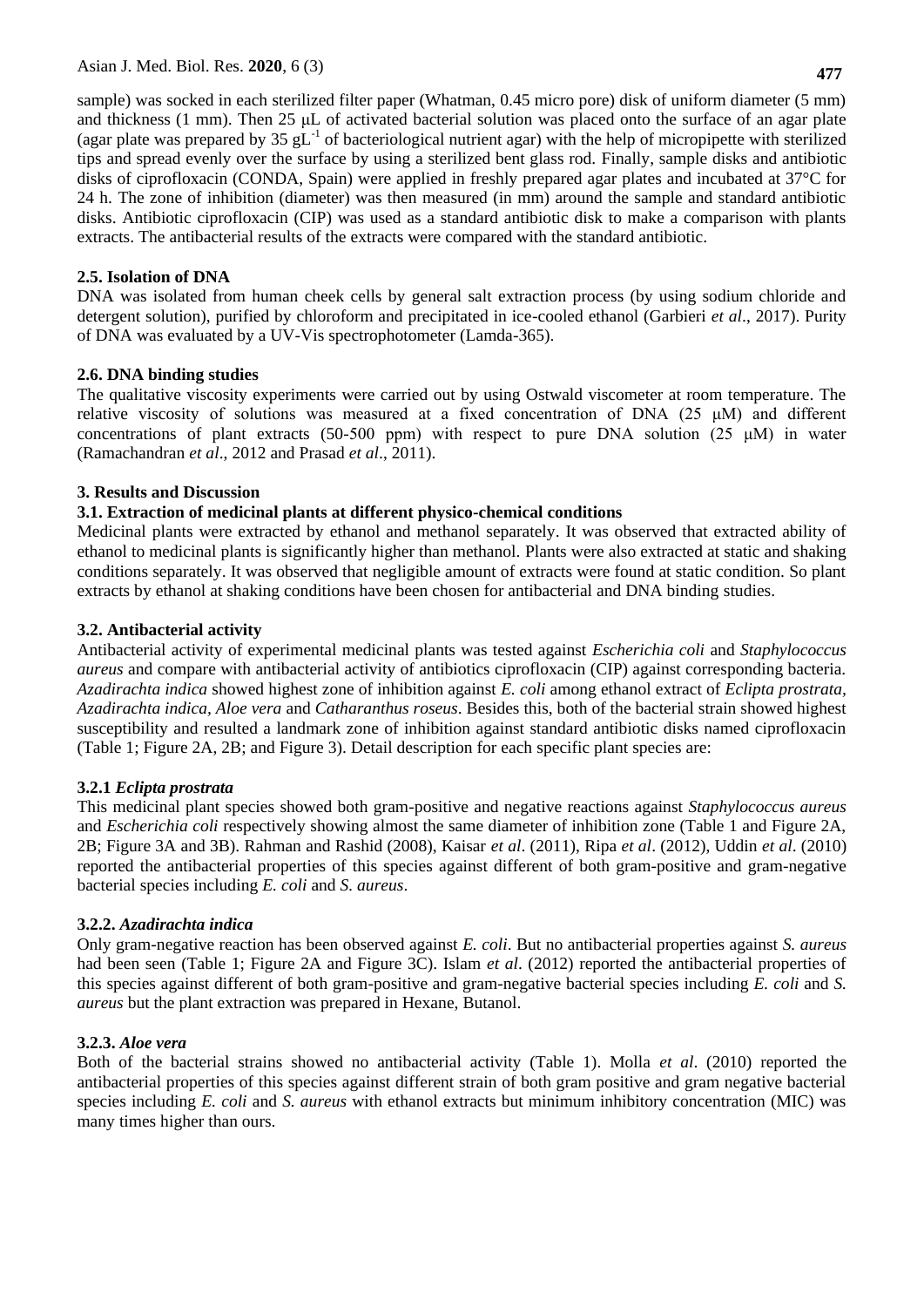sample) was socked in each sterilized filter paper (Whatman, 0.45 micro pore) disk of uniform diameter (5 mm) and thickness (1 mm). Then 25 μL of activated bacterial solution was placed onto the surface of an agar plate (agar plate was prepared by 35 $gL^{-1}$ of bacteriological nutrient agar) with the help of micropipette with sterilized tips and spread evenly over the surface by using a sterilized bent glass rod. Finally, sample disks and antibiotic disks of ciprofloxacin (CONDA, Spain) were applied in freshly prepared agar plates and incubated at 37°C for 24 h. The zone of inhibition (diameter) was then measured (in mm) around the sample and standard antibiotic disks. Antibiotic ciprofloxacin (CIP) was used as a standard antibiotic disk to make a comparison with plants extracts. The antibacterial results of the extracts were compared with the standard antibiotic.

### 2.5. Isolation of DNA

DNA was isolated from human cheek cells by general salt extraction process (by using sodium chloride and detergent solution), purified by chloroform and precipitated in ice-cooled ethanol (Garbieri *et al*., 2017). Purity of DNA was evaluated by a UV-Vis spectrophotometer (Lamda-365).

### 2.6. DNA binding studies

The qualitative viscosity experiments were carried out by using Ostwald viscometer at room temperature. The relative viscosity of solutions was measured at a fixed concentration of DNA (25 μM) and different concentrations of plant extracts (50-500 ppm) with respect to pure DNA solution (25 μM) in water (Ramachandran *et al*., 2012 and Prasad *et al*., 2011).

## 3. Results and Discussion

### 3.1. Extraction of medicinal plants at different physico-chemical conditions

Medicinal plants were extracted by ethanol and methanol separately. It was observed that extracted ability of ethanol to medicinal plants is significantly higher than methanol. Plants were also extracted at static and shaking conditions separately. It was observed that negligible amount of extracts were found at static condition. So plant extracts by ethanol at shaking conditions have been chosen for antibacterial and DNA binding studies.

### 3.2. Antibacterial activity

Antibacterial activity of experimental medicinal plants was tested against *Escherichia coli* and *Staphylococcus aureus* and compare with antibacterial activity of antibiotics ciprofloxacin (CIP) against corresponding bacteria. *Azadirachta indica* showed highest zone of inhibition against *E. coli* among ethanol extract of *Eclipta prostrata, Azadirachta indica, Aloe vera* and *Catharanthus roseus*. Besides this, both of the bacterial strain showed highest susceptibility and resulted a landmark zone of inhibition against standard antibiotic disks named ciprofloxacin (Table 1; Figure 2A, 2B; and Figure 3). Detail description for each specific plant species are:

#### 3.2.1 *Eclipta prostrata*

This medicinal plant species showed both gram-positive and negative reactions against *Staphylococcus aureus* and *Escherichia coli* respectively showing almost the same diameter of inhibition zone (Table 1 and Figure 2A, 2B; Figure 3A and 3B). Rahman and Rashid (2008), Kaisar *et al*. (2011), Ripa *et al*. (2012), Uddin *et al*. (2010) reported the antibacterial properties of this species against different of both gram-positive and gram-negative bacterial species including *E. coli* and *S. aureus*.

#### 3.2.2. *Azadirachta indica*

Only gram-negative reaction has been observed against *E. coli*. But no antibacterial properties against *S. aureus* had been seen (Table 1; Figure 2A and Figure 3C). Islam *et al*. (2012) reported the antibacterial properties of this species against different of both gram-positive and gram-negative bacterial species including *E. coli* and *S. aureus* but the plant extraction was prepared in Hexane, Butanol.

#### 3.2.3. *Aloe vera*

Both of the bacterial strains showed no antibacterial activity (Table 1). Molla *et al*. (2010) reported the antibacterial properties of this species against different strain of both gram positive and gram negative bacterial species including *E. coli* and *S. aureus* with ethanol extracts but minimum inhibitory concentration (MIC) was many times higher than ours.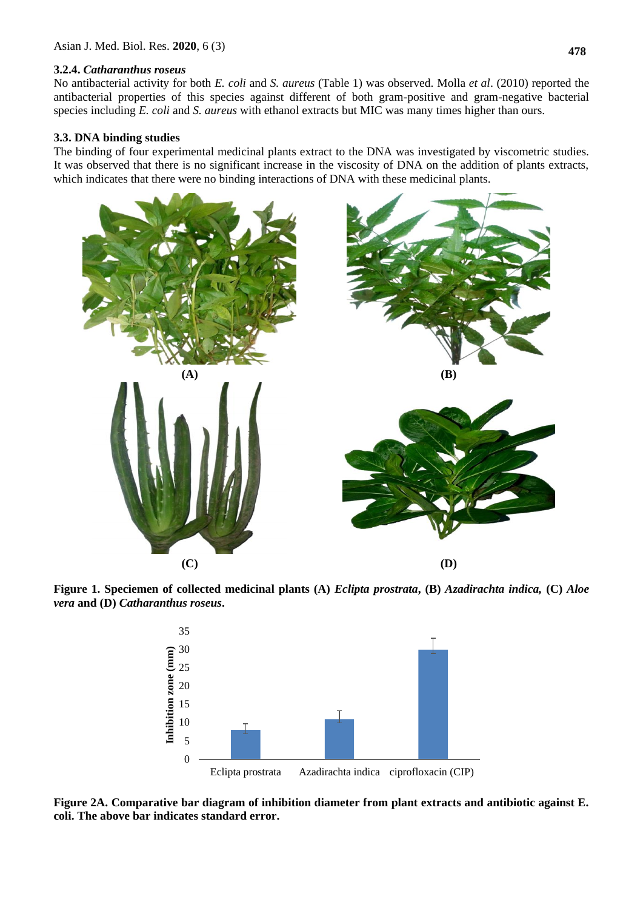### 3.2.4. *Catharanthus roseus*

No antibacterial activity for both *E. coli* and *S. aureus* (Table 1) was observed. Molla *et al*. (2010) reported the antibacterial properties of this species against different of both gram-positive and gram-negative bacterial species including *E. coli* and *S. aureus* with ethanol extracts but MIC was many times higher than ours.

### 3.3. DNA binding studies

The binding of four experimental medicinal plants extract to the DNA was investigated by viscometric studies. It was observed that there is no significant increase in the viscosity of DNA on the addition of plants extracts, which indicates that there were no binding interactions of DNA with these medicinal plants.

(A) (B) (C) (D)

**Figure 1. Speciemen of collected medicinal plants (A) *Eclipta prostrata*, (B) *Azadirachta indica,* (C) *Aloe vera* and (D) *Catharanthus roseus*.**

**Figure 2A. Comparative bar diagram of inhibition diameter from plant extracts and antibiotic against E. coli. The above bar indicates standard error.**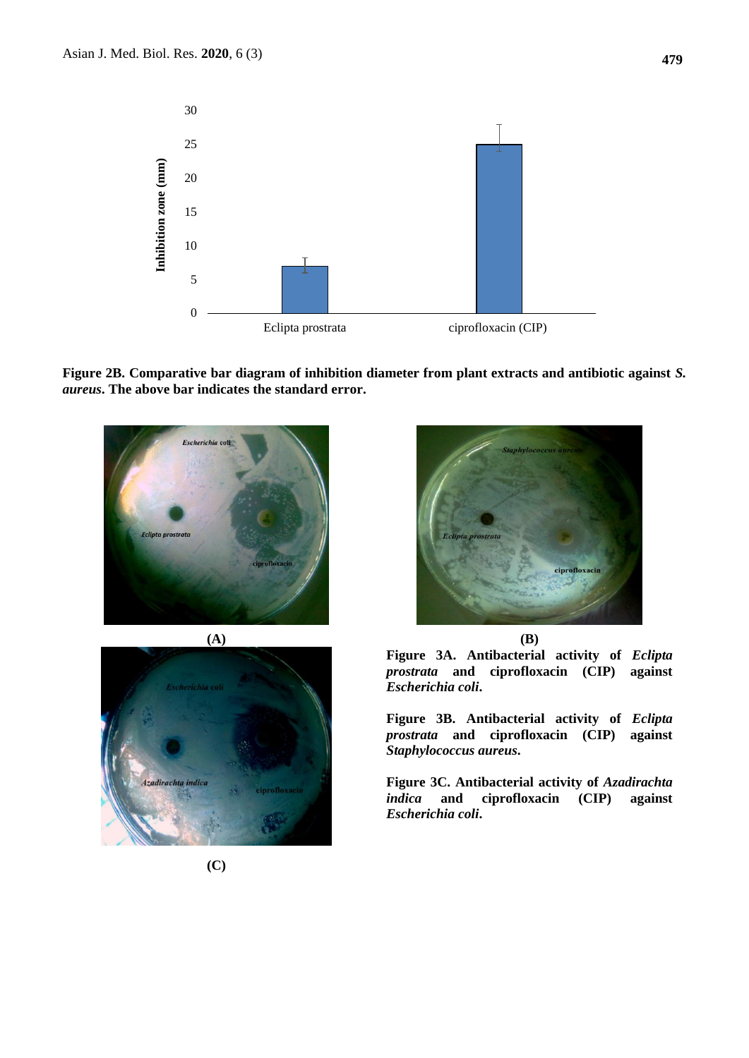**Figure 2B. Comparative bar diagram of inhibition diameter from plant extracts and antibiotic against *S. aureus*. The above bar indicates the standard error.**

**(A)**

**(B)**

**(C)**

**Figure 3A. Antibacterial activity of *Eclipta prostrata* and ciprofloxacin (CIP) against *Escherichia coli*.**

**Figure 3B. Antibacterial activity of *Eclipta prostrata* and ciprofloxacin (CIP) against *Staphylococcus aureus*.**

**Figure 3C. Antibacterial activity of *Azadirachta indica* and ciprofloxacin (CIP) against *Escherichia coli*.**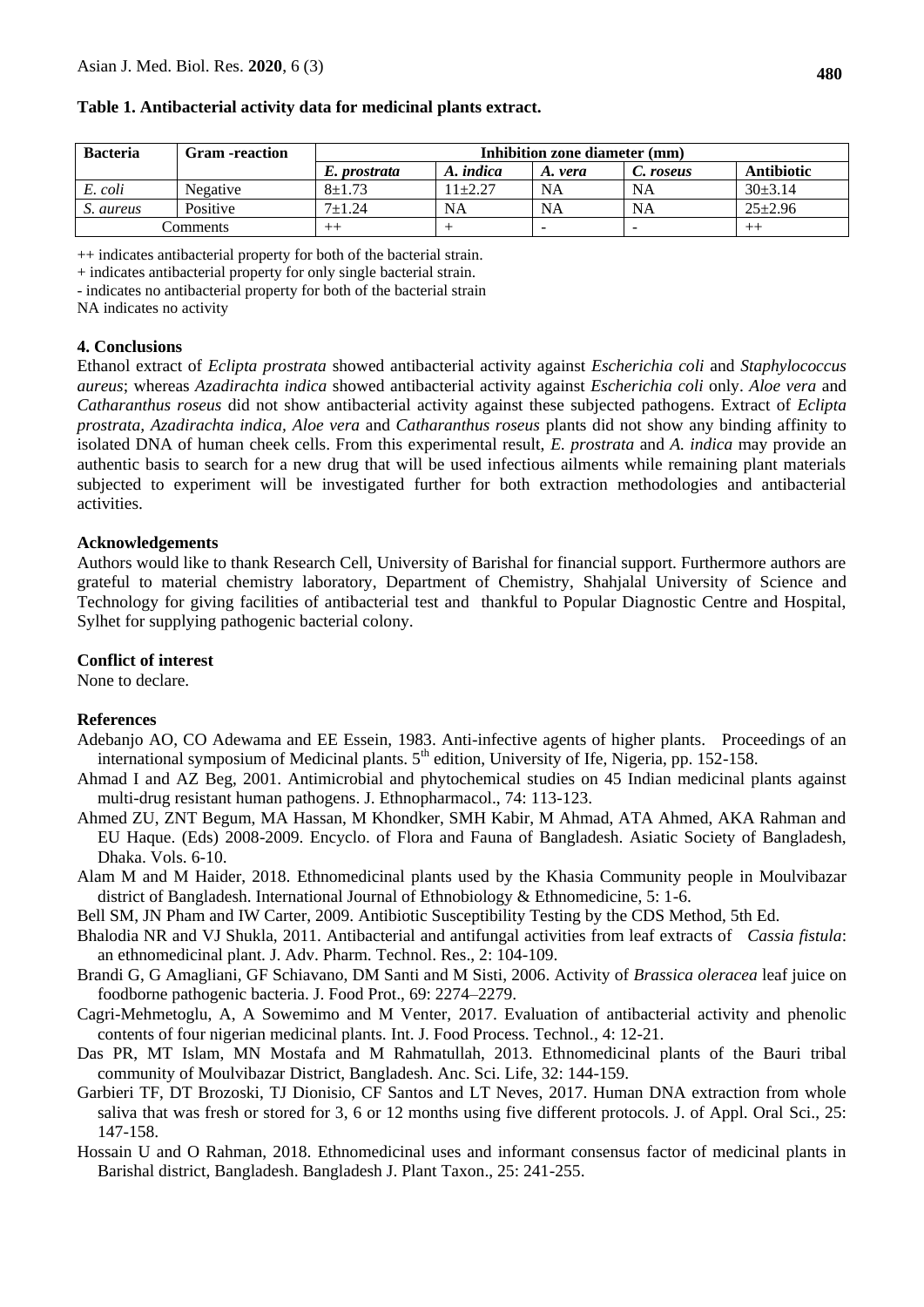**Table 1. Antibacterial activity data for medicinal plants extract.**

| Bacteria | Gram -reaction | Inhibition zone diameter (mm) | | | | |
|---|---|---|---|---|---|---|
| | | *E. prostrata* | *A. indica* | *A. vera* | *C. roseus* | **Antibiotic** |
| *E. coli* | Negative | 8±1.73 | 11±2.27 | NA | NA | 30±3.14 |
| *S. aureus* | Positive | 7±1.24 | NA | NA | NA | 25±2.96 |
| Comments | | ++ | + | - | - | ++ |

++ indicates antibacterial property for both of the bacterial strain.

+ indicates antibacterial property for only single bacterial strain.

- indicates no antibacterial property for both of the bacterial strain

NA indicates no activity

## 4. Conclusions

Ethanol extract of *Eclipta prostrata* showed antibacterial activity against *Escherichia coli* and *Staphylococcus aureus*; whereas *Azadirachta indica* showed antibacterial activity against *Escherichia coli* only. *Aloe vera* and *Catharanthus roseus* did not show antibacterial activity against these subjected pathogens. Extract of *Eclipta prostrata, Azadirachta indica, Aloe vera* and *Catharanthus roseus* plants did not show any binding affinity to isolated DNA of human cheek cells. From this experimental result, *E. prostrata* and *A. indica* may provide an authentic basis to search for a new drug that will be used infectious ailments while remaining plant materials subjected to experiment will be investigated further for both extraction methodologies and antibacterial activities.

## Acknowledgements

Authors would like to thank Research Cell, University of Barishal for financial support. Furthermore authors are grateful to material chemistry laboratory, Department of Chemistry, Shahjalal University of Science and Technology for giving facilities of antibacterial test and thankful to Popular Diagnostic Centre and Hospital, Sylhet for supplying pathogenic bacterial colony.

## Conflict of interest

None to declare.

## References

Adebanjo AO, CO Adewama and EE Essein, 1983. Anti-infective agents of higher plants. Proceedings of an international symposium of Medicinal plants. 5th edition, University of Ife, Nigeria, pp. 152-158.

Ahmad I and AZ Beg, 2001. Antimicrobial and phytochemical studies on 45 Indian medicinal plants against multi-drug resistant human pathogens. J. Ethnopharmacol., 74: 113-123.

Ahmed ZU, ZNT Begum, MA Hassan, M Khondker, SMH Kabir, M Ahmad, ATA Ahmed, AKA Rahman and EU Haque. (Eds) 2008-2009. Encyclo. of Flora and Fauna of Bangladesh. Asiatic Society of Bangladesh, Dhaka. Vols. 6-10.

Alam M and M Haider, 2018. Ethnomedicinal plants used by the Khasia Community people in Moulvibazar district of Bangladesh. International Journal of Ethnobiology & Ethnomedicine, 5: 1-6.

Bell SM, JN Pham and IW Carter, 2009. Antibiotic Susceptibility Testing by the CDS Method, 5th Ed.

Bhalodia NR and VJ Shukla, 2011. Antibacterial and antifungal activities from leaf extracts of *Cassia fistula*: an ethnomedicinal plant. J. Adv. Pharm. Technol. Res., 2: 104-109.

Brandi G, G Amagliani, GF Schiavano, DM Santi and M Sisti, 2006. Activity of *Brassica oleracea* leaf juice on foodborne pathogenic bacteria. J. Food Prot., 69: 2274–2279.

Cagri-Mehmetoglu, A, A Sowemimo and M Venter, 2017. Evaluation of antibacterial activity and phenolic contents of four nigerian medicinal plants. Int. J. Food Process. Technol., 4: 12-21.

Das PR, MT Islam, MN Mostafa and M Rahmatullah, 2013. Ethnomedicinal plants of the Bauri tribal community of Moulvibazar District, Bangladesh. Anc. Sci. Life, 32: 144-159.

Garbieri TF, DT Brozoski, TJ Dionisio, CF Santos and LT Neves, 2017. Human DNA extraction from whole saliva that was fresh or stored for 3, 6 or 12 months using five different protocols. J. of Appl. Oral Sci., 25: 147-158.

Hossain U and O Rahman, 2018. Ethnomedicinal uses and informant consensus factor of medicinal plants in Barishal district, Bangladesh. Bangladesh J. Plant Taxon., 25: 241-255.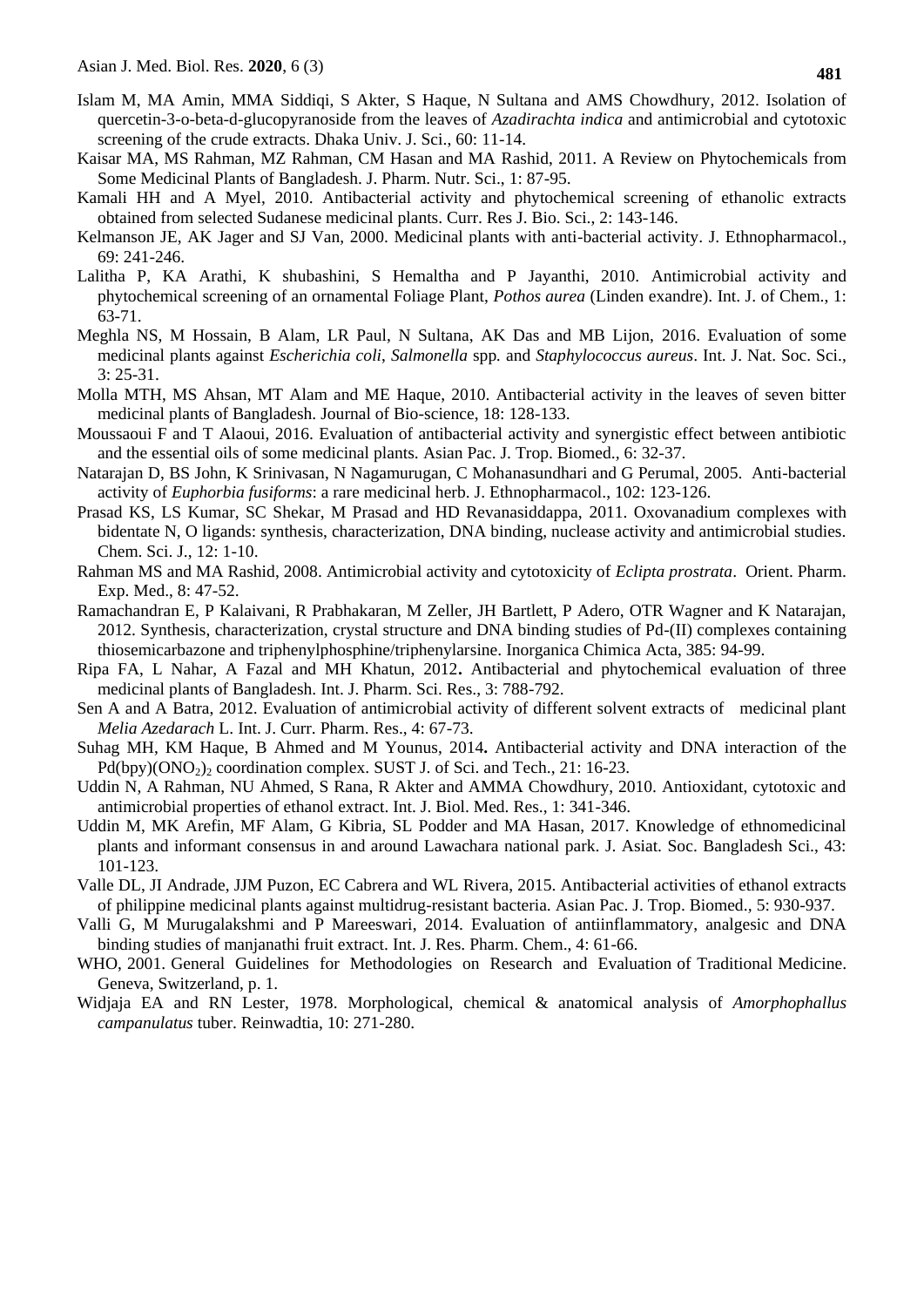Islam M, MA Amin, MMA Siddiqi, S Akter, S Haque, N Sultana and AMS Chowdhury, 2012. Isolation of quercetin-3-o-beta-d-glucopyranoside from the leaves of *Azadirachta indica* and antimicrobial and cytotoxic screening of the crude extracts. Dhaka Univ. J. Sci., 60: 11-14.

Kaisar MA, MS Rahman, MZ Rahman, CM Hasan and MA Rashid, 2011. A Review on Phytochemicals from Some Medicinal Plants of Bangladesh. J. Pharm. Nutr. Sci., 1: 87-95.

Kamali HH and A Myel, 2010. Antibacterial activity and phytochemical screening of ethanolic extracts obtained from selected Sudanese medicinal plants. Curr. Res J. Bio. Sci., 2: 143-146.

Kelmanson JE, AK Jager and SJ Van, 2000. Medicinal plants with anti-bacterial activity. J. Ethnopharmacol., 69: 241-246.

Lalitha P, KA Arathi, K shubashini, S Hemaltha and P Jayanthi, 2010. Antimicrobial activity and phytochemical screening of an ornamental Foliage Plant, *Pothos aurea* (Linden exandre). Int. J. of Chem., 1: 63-71.

Meghla NS, M Hossain, B Alam, LR Paul, N Sultana, AK Das and MB Lijon, 2016. Evaluation of some medicinal plants against *Escherichia coli*, *Salmonella* spp. and *Staphylococcus aureus*. Int. J. Nat. Soc. Sci., 3: 25-31.

Molla MTH, MS Ahsan, MT Alam and ME Haque, 2010. Antibacterial activity in the leaves of seven bitter medicinal plants of Bangladesh. Journal of Bio-science, 18: 128-133.

Moussaoui F and T Alaoui, 2016. Evaluation of antibacterial activity and synergistic effect between antibiotic and the essential oils of some medicinal plants. Asian Pac. J. Trop. Biomed., 6: 32-37.

Natarajan D, BS John, K Srinivasan, N Nagamurugan, C Mohanasundhari and G Perumal, 2005. Anti-bacterial activity of *Euphorbia fusiforms*: a rare medicinal herb. J. Ethnopharmacol., 102: 123-126.

Prasad KS, LS Kumar, SC Shekar, M Prasad and HD Revanasiddappa, 2011. Oxovanadium complexes with bidentate N, O ligands: synthesis, characterization, DNA binding, nuclease activity and antimicrobial studies. Chem. Sci. J., 12: 1-10.

Rahman MS and MA Rashid, 2008. Antimicrobial activity and cytotoxicity of *Eclipta prostrata*. Orient. Pharm. Exp. Med., 8: 47-52.

Ramachandran E, P Kalaivani, R Prabhakaran, M Zeller, JH Bartlett, P Adero, OTR Wagner and K Natarajan, 2012. Synthesis, characterization, crystal structure and DNA binding studies of Pd-(II) complexes containing thiosemicarbazone and triphenylphosphine/triphenylarsine. Inorganica Chimica Acta, 385: 94-99.

Ripa FA, L Nahar, A Fazal and MH Khatun, 2012**.** Antibacterial and phytochemical evaluation of three medicinal plants of Bangladesh. Int. J. Pharm. Sci. Res., 3: 788-792.

Sen A and A Batra, 2012. Evaluation of antimicrobial activity of different solvent extracts of medicinal plant *Melia Azedarach* L. Int. J. Curr. Pharm. Res., 4: 67-73.

Suhag MH, KM Haque, B Ahmed and M Younus, 2014**.** Antibacterial activity and DNA interaction of the $Pd(bpy)(ONO_2)_2$ coordination complex. SUST J. of Sci. and Tech., 21: 16-23.

Uddin N, A Rahman, NU Ahmed, S Rana, R Akter and AMMA Chowdhury, 2010. Antioxidant, cytotoxic and antimicrobial properties of ethanol extract. Int. J. Biol. Med. Res., 1: 341-346.

Uddin M, MK Arefin, MF Alam, G Kibria, SL Podder and MA Hasan, 2017. Knowledge of ethnomedicinal plants and informant consensus in and around Lawachara national park. J. Asiat. Soc. Bangladesh Sci., 43: 101-123.

Valle DL, JI Andrade, JJM Puzon, EC Cabrera and WL Rivera, 2015. Antibacterial activities of ethanol extracts of philippine medicinal plants against multidrug-resistant bacteria. Asian Pac. J. Trop. Biomed., 5: 930-937.

Valli G, M Murugalakshmi and P Mareeswari, 2014. Evaluation of antiinflammatory, analgesic and DNA binding studies of manjanathi fruit extract. Int. J. Res. Pharm. Chem., 4: 61-66.

WHO, 2001. General Guidelines for Methodologies on Research and Evaluation of Traditional Medicine. Geneva, Switzerland, p. 1.

Widjaja EA and RN Lester, 1978. Morphological, chemical & anatomical analysis of *Amorphophallus campanulatus* tuber. Reinwadtia, 10: 271-280.